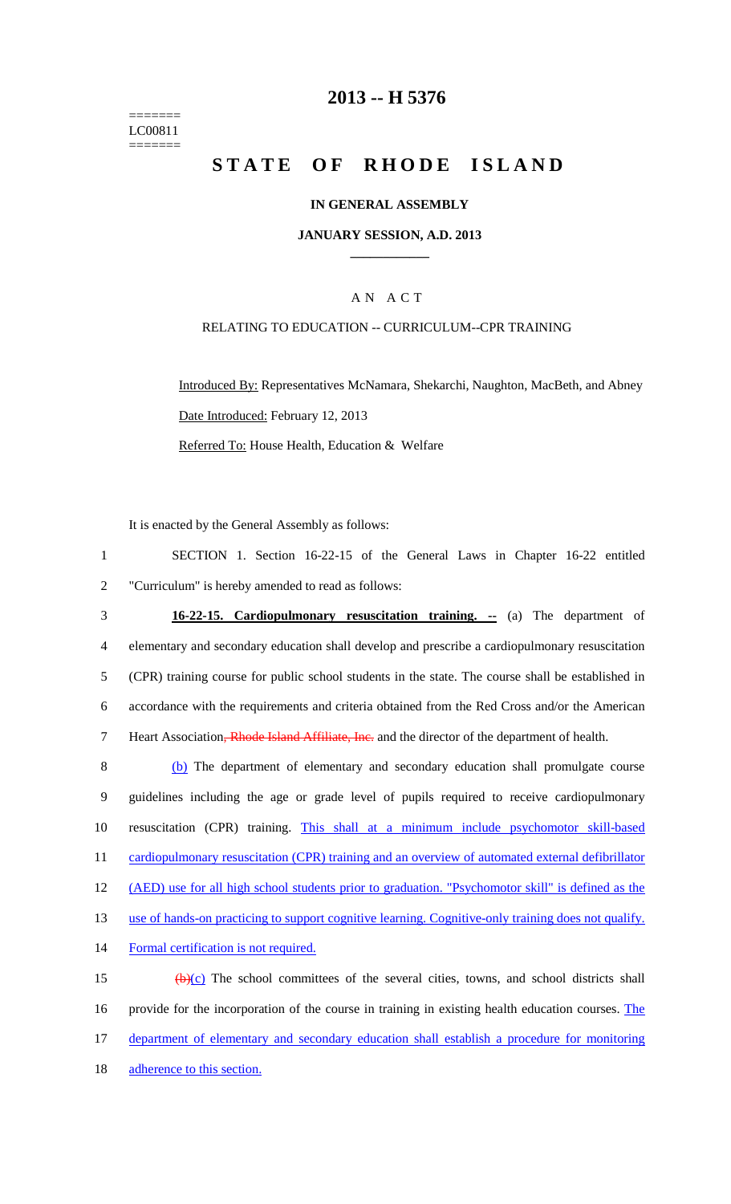=======
LC00811
=======

# 2013 -- H 5376

# STATE OF RHODE ISLAND

## IN GENERAL ASSEMBLY

## JANUARY SESSION, A.D. 2013

A N A C T

RELATING TO EDUCATION -- CURRICULUM--CPR TRAINING

Introduced By: Representatives McNamara, Shekarchi, Naughton, MacBeth, and Abney

Date Introduced: February 12, 2013

Referred To: House Health, Education & Welfare

It is enacted by the General Assembly as follows:

1 SECTION 1. Section 16-22-15 of the General Laws in Chapter 16-22 entitled
2 "Curriculum" is hereby amended to read as follows:

3 **16-22-15. Cardiopulmonary resuscitation training. --** (a) The department of
4 elementary and secondary education shall develop and prescribe a cardiopulmonary resuscitation
5 (CPR) training course for public school students in the state. The course shall be established in
6 accordance with the requirements and criteria obtained from the Red Cross and/or the American
7 Heart Association~~, Rhode Island Affiliate, Inc.~~ and the director of the department of health.

8 (b) The department of elementary and secondary education shall promulgate course
9 guidelines including the age or grade level of pupils required to receive cardiopulmonary
10 resuscitation (CPR) training. This shall at a minimum include psychomotor skill-based
11 cardiopulmonary resuscitation (CPR) training and an overview of automated external defibrillator
12 (AED) use for all high school students prior to graduation. "Psychomotor skill" is defined as the
13 use of hands-on practicing to support cognitive learning. Cognitive-only training does not qualify.
14 Formal certification is not required.

15 ~~(b)~~(c) The school committees of the several cities, towns, and school districts shall
16 provide for the incorporation of the course in training in existing health education courses. The
17 department of elementary and secondary education shall establish a procedure for monitoring
18 adherence to this section.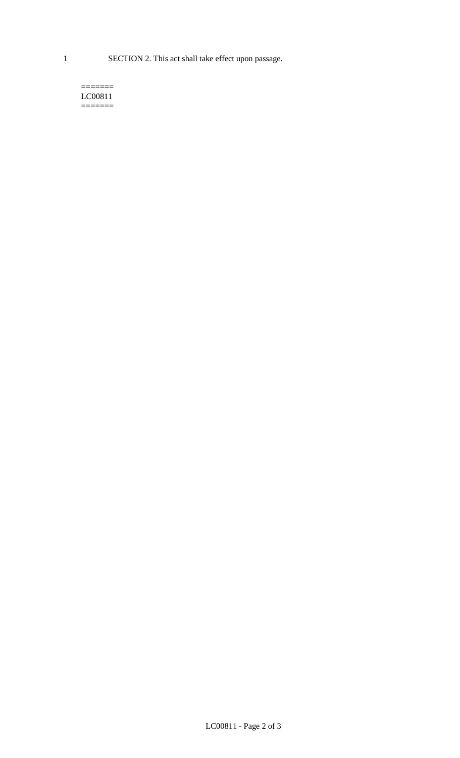1 SECTION 2. This act shall take effect upon passage.

=======
LC00811
=======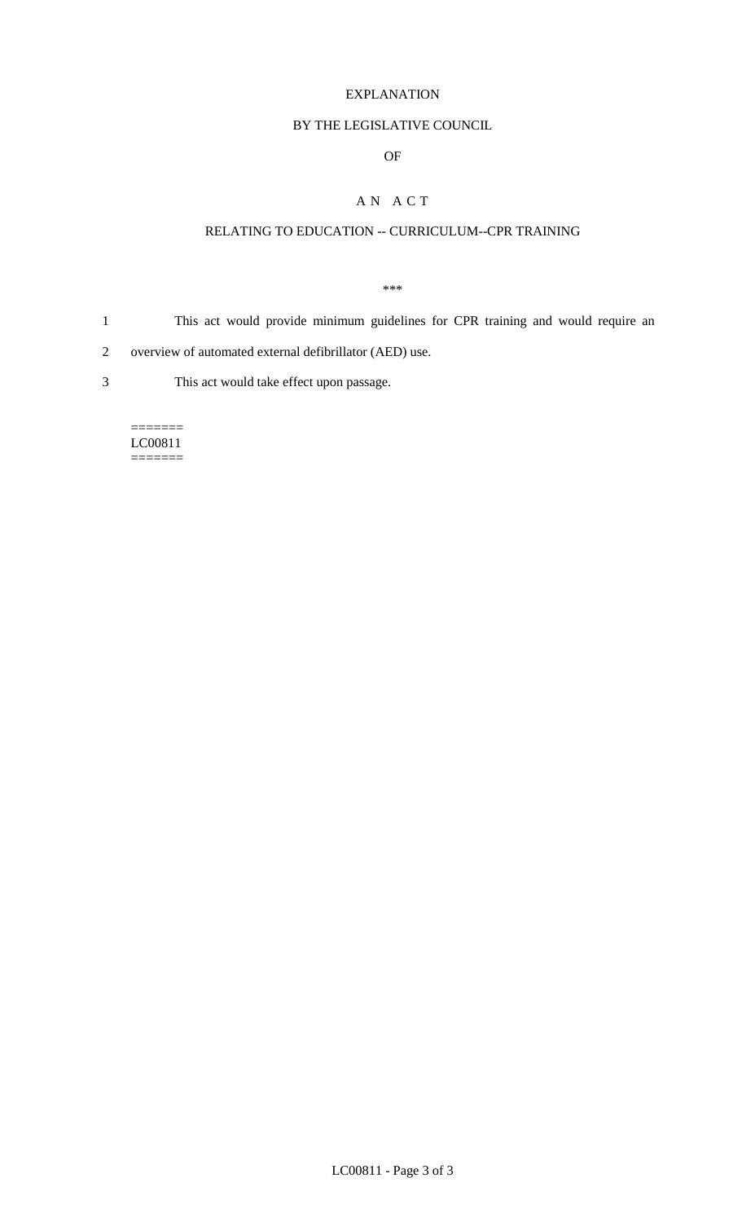EXPLANATION

BY THE LEGISLATIVE COUNCIL

OF

# A N A C T

RELATING TO EDUCATION -- CURRICULUM--CPR TRAINING

\*\*\*

1 This act would provide minimum guidelines for CPR training and would require an
2 overview of automated external defibrillator (AED) use.
3 This act would take effect upon passage.

=======
LC00811
=======